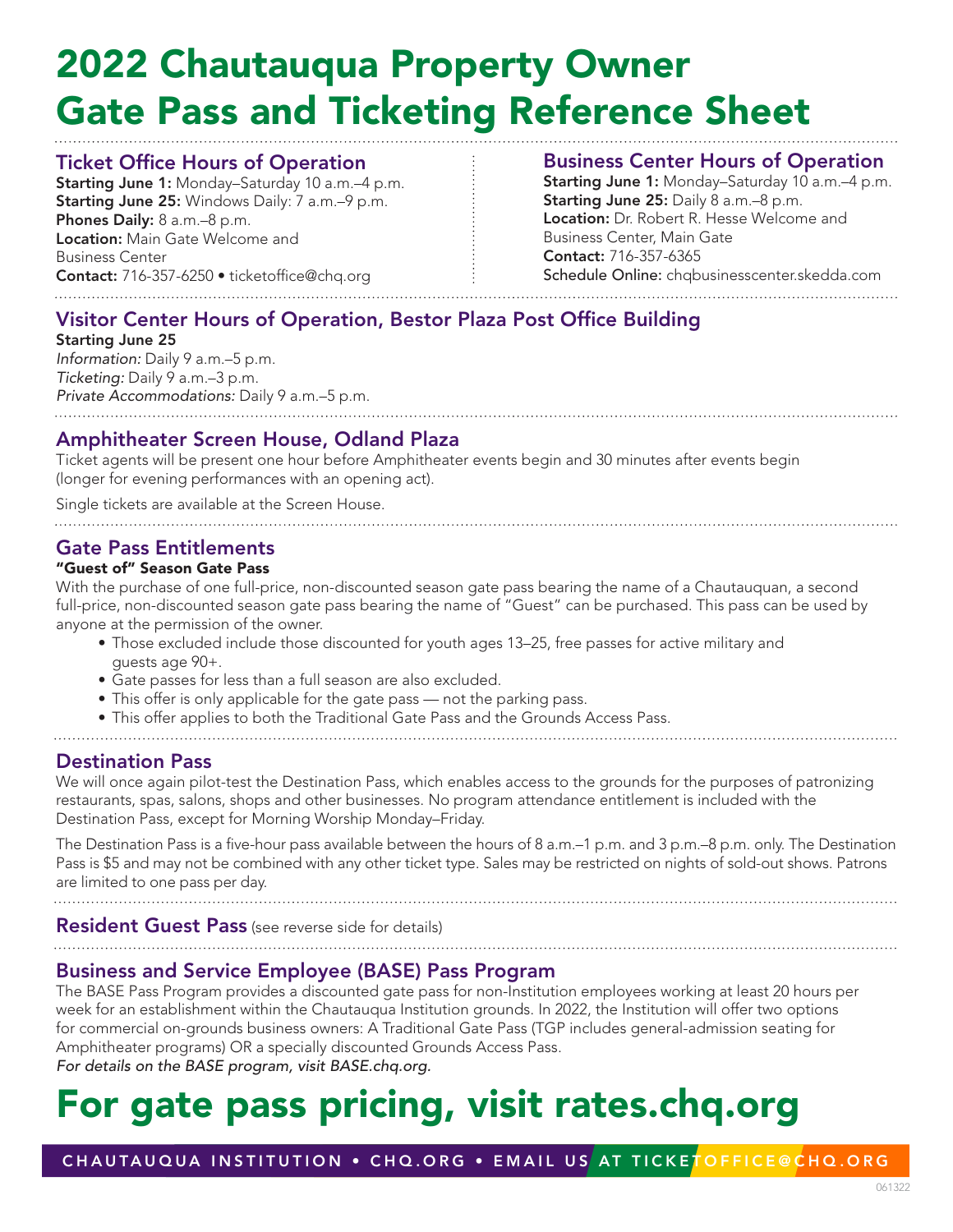# 2022 Chautauqua Property Owner Gate Pass and Ticketing Reference Sheet

## Ticket Office Hours of Operation

**Starting June 1:** Monday–Saturday 10 a.m.–4 p.m.
**Starting June 25:** Windows Daily: 7 a.m.–9 p.m.
**Phones Daily:** 8 a.m.–8 p.m.
**Location:** Main Gate Welcome and Business Center
**Contact:** 716-357-6250 • ticketoffice@chq.org

## Business Center Hours of Operation

**Starting June 1:** Monday–Saturday 10 a.m.–4 p.m.
**Starting June 25:** Daily 8 a.m.–8 p.m.
**Location:** Dr. Robert R. Hesse Welcome and Business Center, Main Gate
**Contact:** 716-357-6365
**Schedule Online:** chqbusinesscenter.skedda.com

## Visitor Center Hours of Operation, Bestor Plaza Post Office Building

**Starting June 25**
*Information:* Daily 9 a.m.–5 p.m.
*Ticketing:* Daily 9 a.m.–3 p.m.
*Private Accommodations:* Daily 9 a.m.–5 p.m.

## Amphitheater Screen House, Odland Plaza

Ticket agents will be present one hour before Amphitheater events begin and 30 minutes after events begin (longer for evening performances with an opening act).

Single tickets are available at the Screen House.

## Gate Pass Entitlements

**"Guest of" Season Gate Pass**

With the purchase of one full-price, non-discounted season gate pass bearing the name of a Chautauquan, a second full-price, non-discounted season gate pass bearing the name of "Guest" can be purchased. This pass can be used by anyone at the permission of the owner.

- Those excluded include those discounted for youth ages 13–25, free passes for active military and guests age 90+.
- Gate passes for less than a full season are also excluded.
- This offer is only applicable for the gate pass — not the parking pass.
- This offer applies to both the Traditional Gate Pass and the Grounds Access Pass.

## Destination Pass

We will once again pilot-test the Destination Pass, which enables access to the grounds for the purposes of patronizing restaurants, spas, salons, shops and other businesses. No program attendance entitlement is included with the Destination Pass, except for Morning Worship Monday–Friday.

The Destination Pass is a five-hour pass available between the hours of 8 a.m.–1 p.m. and 3 p.m.–8 p.m. only. The Destination Pass is $5 and may not be combined with any other ticket type. Sales may be restricted on nights of sold-out shows. Patrons are limited to one pass per day.

## Resident Guest Pass (see reverse side for details)

## Business and Service Employee (BASE) Pass Program

The BASE Pass Program provides a discounted gate pass for non-Institution employees working at least 20 hours per week for an establishment within the Chautauqua Institution grounds. In 2022, the Institution will offer two options for commercial on-grounds business owners: A Traditional Gate Pass (TGP includes general-admission seating for Amphitheater programs) OR a specially discounted Grounds Access Pass.
*For details on the BASE program, visit BASE.chq.org.*

# For gate pass pricing, visit rates.chq.org

CHAUTAUQUA INSTITUTION • CHQ.ORG • EMAIL US AT TICKETOFFICE@CHQ.ORG

061322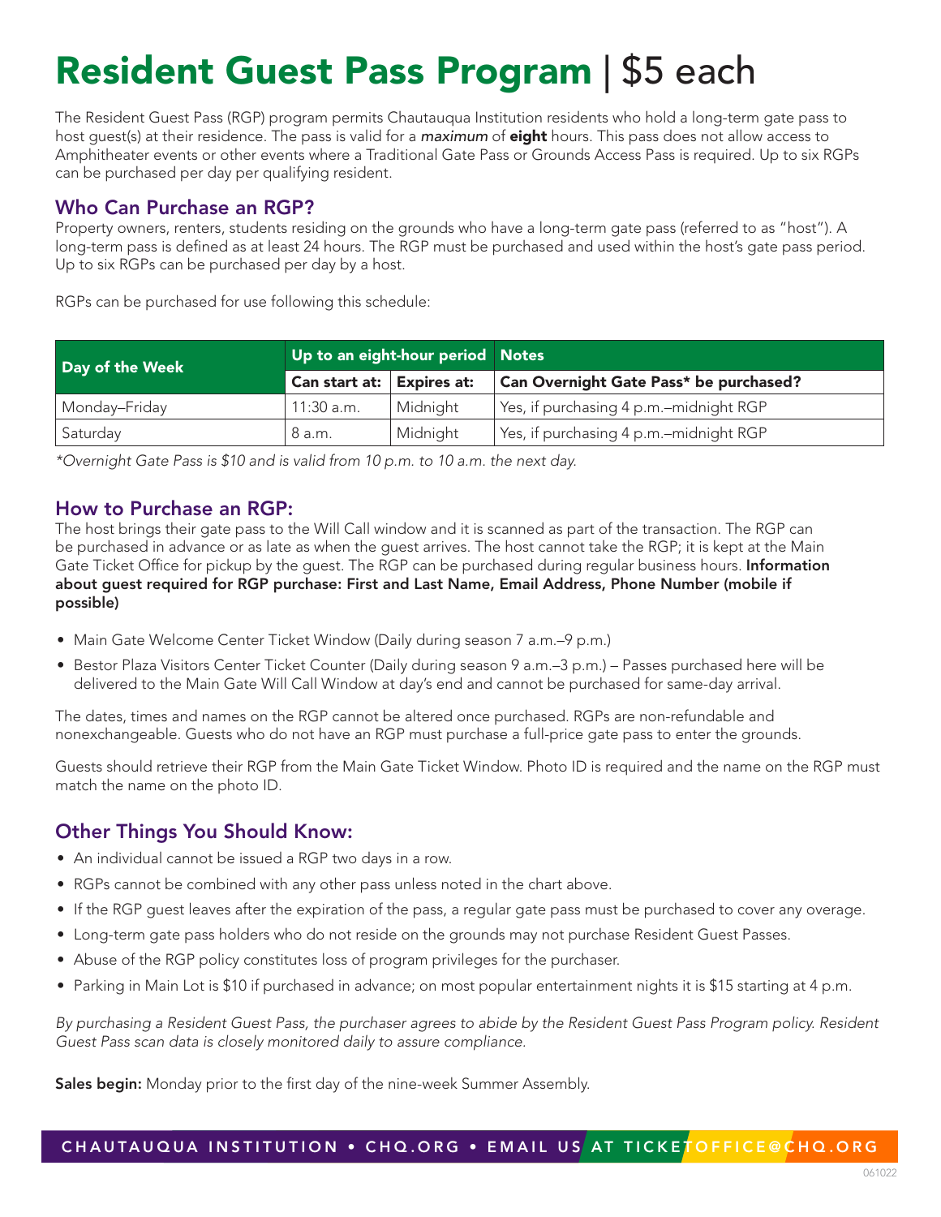# Resident Guest Pass Program | $5 each

The Resident Guest Pass (RGP) program permits Chautauqua Institution residents who hold a long-term gate pass to host guest(s) at their residence. The pass is valid for a ***maximum*** of **eight** hours. This pass does not allow access to Amphitheater events or other events where a Traditional Gate Pass or Grounds Access Pass is required. Up to six RGPs can be purchased per day per qualifying resident.

## Who Can Purchase an RGP?

Property owners, renters, students residing on the grounds who have a long-term gate pass (referred to as "host"). A long-term pass is defined as at least 24 hours. The RGP must be purchased and used within the host's gate pass period. Up to six RGPs can be purchased per day by a host.

RGPs can be purchased for use following this schedule:

| Day of the Week | Up to an eight-hour period | | Notes |
|---|---|---|---|
| | Can start at: | Expires at: | Can Overnight Gate Pass* be purchased? |
| Monday–Friday | 11:30 a.m. | Midnight | Yes, if purchasing 4 p.m.–midnight RGP |
| Saturday | 8 a.m. | Midnight | Yes, if purchasing 4 p.m.–midnight RGP |

*\*Overnight Gate Pass is $10 and is valid from 10 p.m. to 10 a.m. the next day.*

## How to Purchase an RGP:

The host brings their gate pass to the Will Call window and it is scanned as part of the transaction. The RGP can be purchased in advance or as late as when the guest arrives. The host cannot take the RGP; it is kept at the Main Gate Ticket Office for pickup by the guest. The RGP can be purchased during regular business hours. **Information about guest required for RGP purchase: First and Last Name, Email Address, Phone Number (mobile if possible)**

- Main Gate Welcome Center Ticket Window (Daily during season 7 a.m.–9 p.m.)
- Bestor Plaza Visitors Center Ticket Counter (Daily during season 9 a.m.–3 p.m.) – Passes purchased here will be delivered to the Main Gate Will Call Window at day's end and cannot be purchased for same-day arrival.

The dates, times and names on the RGP cannot be altered once purchased. RGPs are non-refundable and nonexchangeable. Guests who do not have an RGP must purchase a full-price gate pass to enter the grounds.

Guests should retrieve their RGP from the Main Gate Ticket Window. Photo ID is required and the name on the RGP must match the name on the photo ID.

## Other Things You Should Know:

- An individual cannot be issued a RGP two days in a row.
- RGPs cannot be combined with any other pass unless noted in the chart above.
- If the RGP guest leaves after the expiration of the pass, a regular gate pass must be purchased to cover any overage.
- Long-term gate pass holders who do not reside on the grounds may not purchase Resident Guest Passes.
- Abuse of the RGP policy constitutes loss of program privileges for the purchaser.
- Parking in Main Lot is $10 if purchased in advance; on most popular entertainment nights it is $15 starting at 4 p.m.

*By purchasing a Resident Guest Pass, the purchaser agrees to abide by the Resident Guest Pass Program policy. Resident Guest Pass scan data is closely monitored daily to assure compliance.*

**Sales begin:** Monday prior to the first day of the nine-week Summer Assembly.

CHAUTAUQUA INSTITUTION • CHQ.ORG • EMAIL US AT TICKETOFFICE@CHQ.ORG